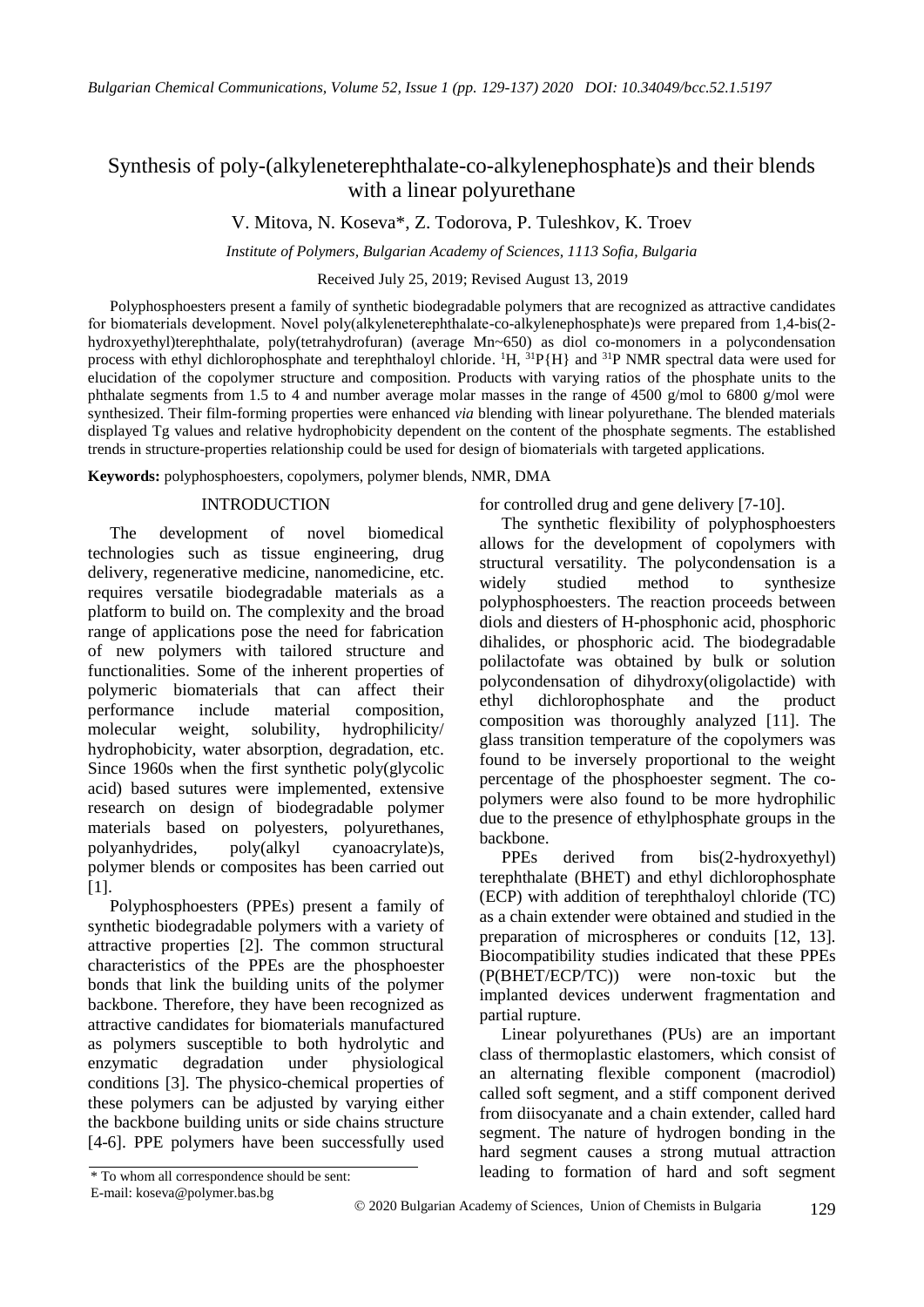# Synthesis of poly-(alkyleneterephthalate-co-alkylenephosphate)s and their blends with a linear polyurethane

V. Mitova, N. Koseva*, Z. Todorova, P. Tuleshkov, K. Troev

*Institute of Polymers, Bulgarian Academy of Sciences, 1113 Sofia, Bulgaria*

Received July 25, 2019; Revised August 13, 2019

Polyphosphoesters present a family of synthetic biodegradable polymers that are recognized as attractive candidates for biomaterials development. Novel poly(alkyleneterephthalate-co-alkylenephosphate)s were prepared from 1,4-bis(2-hydroxyethyl)terephthalate, poly(tetrahydrofuran) (average Mn~650) as diol co-monomers in a polycondensation process with ethyl dichlorophosphate and terephthaloyl chloride. $^{1}H$, $^{31}P\{H\}$ and $^{31}P$ NMR spectral data were used for elucidation of the copolymer structure and composition. Products with varying ratios of the phosphate units to the phthalate segments from 1.5 to 4 and number average molar masses in the range of 4500 g/mol to 6800 g/mol were synthesized. Their film-forming properties were enhanced *via* blending with linear polyurethane. The blended materials displayed Tg values and relative hydrophobicity dependent on the content of the phosphate segments. The established trends in structure-properties relationship could be used for design of biomaterials with targeted applications.

**Keywords:** polyphosphoesters, copolymers, polymer blends, NMR, DMA

## INTRODUCTION

The development of novel biomedical technologies such as tissue engineering, drug delivery, regenerative medicine, nanomedicine, etc. requires versatile biodegradable materials as a platform to build on. The complexity and the broad range of applications pose the need for fabrication of new polymers with tailored structure and functionalities. Some of the inherent properties of polymeric biomaterials that can affect their performance include material composition, molecular weight, solubility, hydrophilicity/ hydrophobicity, water absorption, degradation, etc. Since 1960s when the first synthetic poly(glycolic acid) based sutures were implemented, extensive research on design of biodegradable polymer materials based on polyesters, polyurethanes, polyanhydrides, poly(alkyl cyanoacrylate)s, polymer blends or composites has been carried out [1].

Polyphosphoesters (PPEs) present a family of synthetic biodegradable polymers with a variety of attractive properties [2]. The common structural characteristics of the PPEs are the phosphoester bonds that link the building units of the polymer backbone. Therefore, they have been recognized as attractive candidates for biomaterials manufactured as polymers susceptible to both hydrolytic and enzymatic degradation under physiological conditions [3]. The physico-chemical properties of these polymers can be adjusted by varying either the backbone building units or side chains structure [4-6]. PPE polymers have been successfully used for controlled drug and gene delivery [7-10].

The synthetic flexibility of polyphosphoesters allows for the development of copolymers with structural versatility. The polycondensation is a widely studied method to synthesize polyphosphoesters. The reaction proceeds between diols and diesters of H-phosphonic acid, phosphoric dihalides, or phosphoric acid. The biodegradable polilactofate was obtained by bulk or solution polycondensation of dihydroxy(oligolactide) with ethyl dichlorophosphate and the product composition was thoroughly analyzed [11]. The glass transition temperature of the copolymers was found to be inversely proportional to the weight percentage of the phosphoester segment. The co-polymers were also found to be more hydrophilic due to the presence of ethylphosphate groups in the backbone.

PPEs derived from bis(2-hydroxyethyl) terephthalate (BHET) and ethyl dichlorophosphate (ECP) with addition of terephthaloyl chloride (TC) as a chain extender were obtained and studied in the preparation of microspheres or conduits [12, 13]. Biocompatibility studies indicated that these PPEs (P(BHET/ECP/TC)) were non-toxic but the implanted devices underwent fragmentation and partial rupture.

Linear polyurethanes (PUs) are an important class of thermoplastic elastomers, which consist of an alternating flexible component (macrodiol) called soft segment, and a stiff component derived from diisocyanate and a chain extender, called hard segment. The nature of hydrogen bonding in the hard segment causes a strong mutual attraction leading to formation of hard and soft segment

\* To whom all correspondence should be sent:
E-mail: koseva@polymer.bas.bg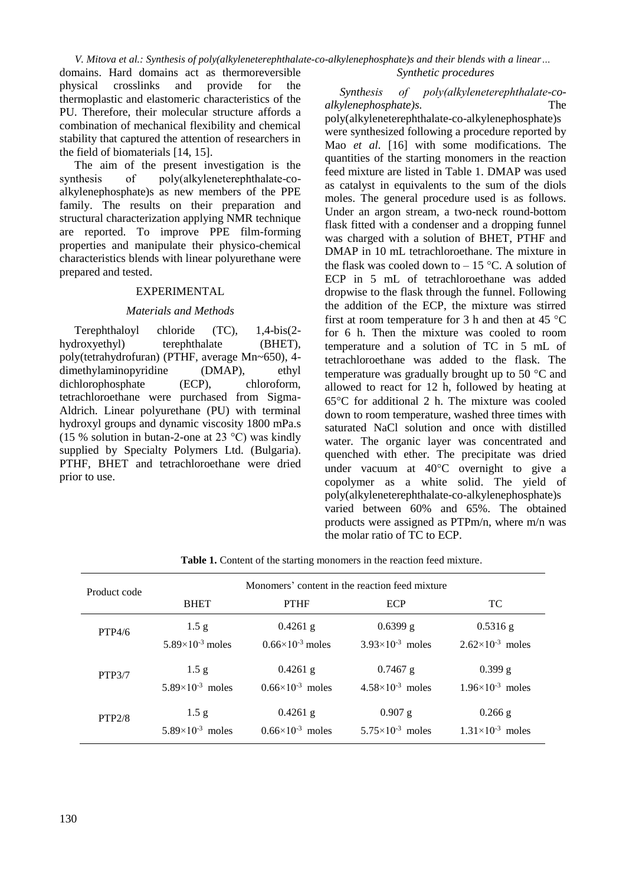domains. Hard domains act as thermoreversible physical crosslinks and provide for the thermoplastic and elastomeric characteristics of the PU. Therefore, their molecular structure affords a combination of mechanical flexibility and chemical stability that captured the attention of researchers in the field of biomaterials [14, 15].

The aim of the present investigation is the synthesis of poly(alkyleneterephthalate-co-alkylenephosphate)s as new members of the PPE family. The results on their preparation and structural characterization applying NMR technique are reported. To improve PPE film-forming properties and manipulate their physico-chemical characteristics blends with linear polyurethane were prepared and tested.

## EXPERIMENTAL

### *Materials and Methods*

Terephthaloyl chloride (TC), 1,4-bis(2-hydroxyethyl) terephthalate (BHET), poly(tetrahydrofuran) (PTHF, average Mn~650), 4-dimethylaminopyridine (DMAP), ethyl dichlorophosphate (ECP), chloroform, tetrachloroethane were purchased from Sigma-Aldrich. Linear polyurethane (PU) with terminal hydroxyl groups and dynamic viscosity 1800 mPa.s (15 % solution in butan-2-one at 23 °C) was kindly supplied by Specialty Polymers Ltd. (Bulgaria). PTHF, BHET and tetrachloroethane were dried prior to use.

### *Synthetic procedures*

*Synthesis of poly(alkyleneterephthalate-co-alkylenephosphate)s.* The poly(alkyleneterephthalate-co-alkylenephosphate)s were synthesized following a procedure reported by Mao *et al*. [16] with some modifications. The quantities of the starting monomers in the reaction feed mixture are listed in Table 1. DMAP was used as catalyst in equivalents to the sum of the diols moles. The general procedure used is as follows. Under an argon stream, a two-neck round-bottom flask fitted with a condenser and a dropping funnel was charged with a solution of BHET, PTHF and DMAP in 10 mL tetrachloroethane. The mixture in the flask was cooled down to – 15 °C. A solution of ECP in 5 mL of tetrachloroethane was added dropwise to the flask through the funnel. Following the addition of the ECP, the mixture was stirred first at room temperature for 3 h and then at 45 °C for 6 h. Then the mixture was cooled to room temperature and a solution of TC in 5 mL of tetrachloroethane was added to the flask. The temperature was gradually brought up to 50 °C and allowed to react for 12 h, followed by heating at 65°C for additional 2 h. The mixture was cooled down to room temperature, washed three times with saturated NaCl solution and once with distilled water. The organic layer was concentrated and quenched with ether. The precipitate was dried under vacuum at 40°C overnight to give a copolymer as a white solid. The yield of poly(alkyleneterephthalate-co-alkylenephosphate)s varied between 60% and 65%. The obtained products were assigned as PTPm/n, where m/n was the molar ratio of TC to ECP.

**Table 1.** Content of the starting monomers in the reaction feed mixture.

| Product code | Monomers' content in the reaction feed mixture | | | |
|---|---|---|---|---|
| | BHET | PTHF | ECP | TC |
| PTP4/6 | 1.5 g<br>$5.89\times10^{-3}$ moles | 0.4261 g<br>$0.66\times10^{-3}$ moles | 0.6399 g<br>$3.93\times10^{-3}$ moles | 0.5316 g<br>$2.62\times10^{-3}$ moles |
| PTP3/7 | 1.5 g<br>$5.89\times10^{-3}$ moles | 0.4261 g<br>$0.66\times10^{-3}$ moles | 0.7467 g<br>$4.58\times10^{-3}$ moles | 0.399 g<br>$1.96\times10^{-3}$ moles |
| PTP2/8 | 1.5 g<br>$5.89\times10^{-3}$ moles | 0.4261 g<br>$0.66\times10^{-3}$ moles | 0.907 g<br>$5.75\times10^{-3}$ moles | 0.266 g<br>$1.31\times10^{-3}$ moles |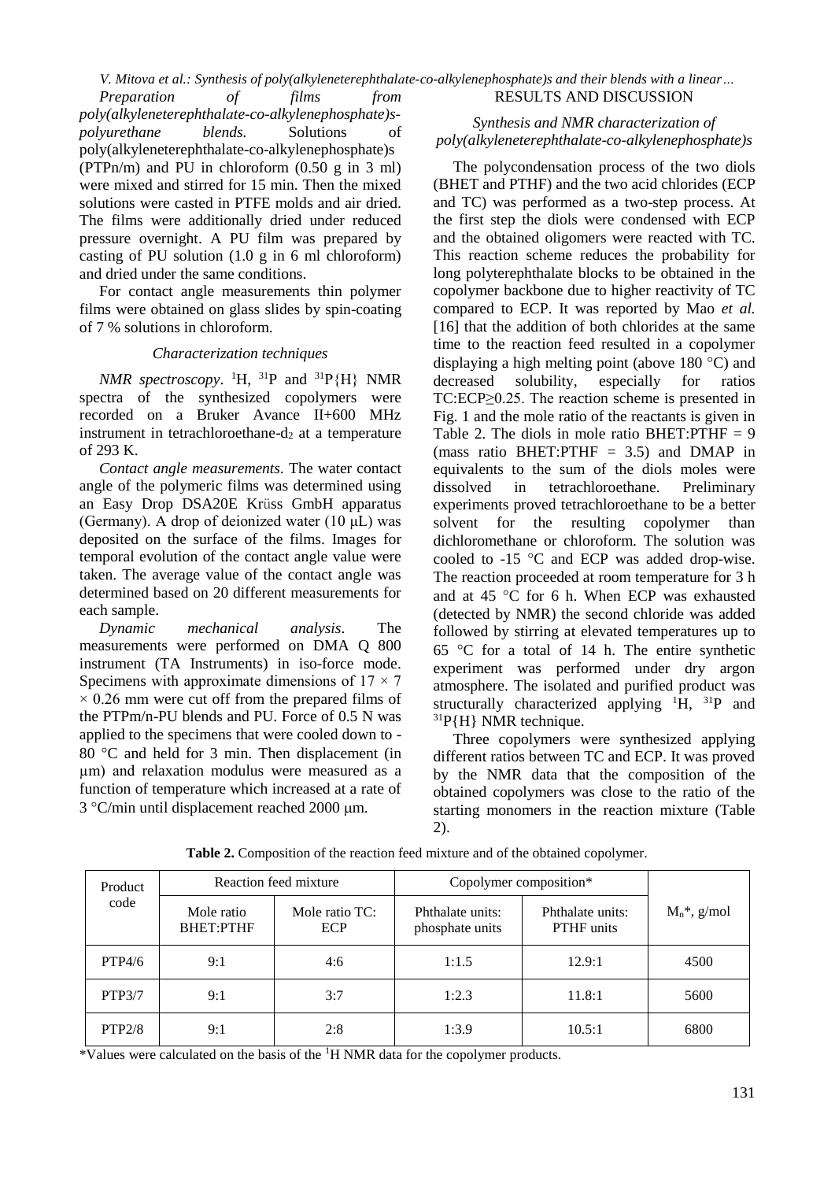*Preparation of films from poly(alkyleneterephthalate-co-alkylenephosphate)s-polyurethane blends.* Solutions of poly(alkyleneterephthalate-co-alkylenephosphate)s (PTPn/m) and PU in chloroform (0.50 g in 3 ml) were mixed and stirred for 15 min. Then the mixed solutions were casted in PTFE molds and air dried. The films were additionally dried under reduced pressure overnight. A PU film was prepared by casting of PU solution (1.0 g in 6 ml chloroform) and dried under the same conditions.

For contact angle measurements thin polymer films were obtained on glass slides by spin-coating of 7 % solutions in chloroform.

### *Characterization techniques*

*NMR spectroscopy*. $^{1}$H, $^{31}$P and $^{31}$P{H} NMR spectra of the synthesized copolymers were recorded on a Bruker Avance II+600 MHz instrument in tetrachloroethane-$d_2$ at a temperature of 293 K.

*Contact angle measurements*. The water contact angle of the polymeric films was determined using an Easy Drop DSA20E Krüss GmbH apparatus (Germany). A drop of deionized water (10 μL) was deposited on the surface of the films. Images for temporal evolution of the contact angle value were taken. The average value of the contact angle was determined based on 20 different measurements for each sample.

*Dynamic mechanical analysis*. The measurements were performed on DMA Q 800 instrument (TA Instruments) in iso-force mode. Specimens with approximate dimensions of 17 × 7 × 0.26 mm were cut off from the prepared films of the PTPm/n-PU blends and PU. Force of 0.5 N was applied to the specimens that were cooled down to -80 °C and held for 3 min. Then displacement (in μm) and relaxation modulus were measured as a function of temperature which increased at a rate of 3 °C/min until displacement reached 2000 μm.

## RESULTS AND DISCUSSION

### *Synthesis and NMR characterization of poly(alkyleneterephthalate-co-alkylenephosphate)s*

The polycondensation process of the two diols (BHET and PTHF) and the two acid chlorides (ECP and TC) was performed as a two-step process. At the first step the diols were condensed with ECP and the obtained oligomers were reacted with TC. This reaction scheme reduces the probability for long polyterephthalate blocks to be obtained in the copolymer backbone due to higher reactivity of TC compared to ECP. It was reported by Mao *et al.* [16] that the addition of both chlorides at the same time to the reaction feed resulted in a copolymer displaying a high melting point (above 180 °C) and decreased solubility, especially for ratios TC:ECP≥0.25. The reaction scheme is presented in Fig. 1 and the mole ratio of the reactants is given in Table 2. The diols in mole ratio BHET:PTHF = 9 (mass ratio BHET:PTHF = 3.5) and DMAP in equivalents to the sum of the diols moles were dissolved in tetrachloroethane. Preliminary experiments proved tetrachloroethane to be a better solvent for the resulting copolymer than dichloromethane or chloroform. The solution was cooled to -15 °C and ECP was added drop-wise. The reaction proceeded at room temperature for 3 h and at 45 °C for 6 h. When ECP was exhausted (detected by NMR) the second chloride was added followed by stirring at elevated temperatures up to 65 °C for a total of 14 h. The entire synthetic experiment was performed under dry argon atmosphere. The isolated and purified product was structurally characterized applying $^{1}$H, $^{31}$P and $^{31}$P{H} NMR technique.

Three copolymers were synthesized applying different ratios between TC and ECP. It was proved by the NMR data that the composition of the obtained copolymers was close to the ratio of the starting monomers in the reaction mixture (Table 2).

**Table 2.** Composition of the reaction feed mixture and of the obtained copolymer.

| Product code | Reaction feed mixture | | Copolymer composition* | | $M_n$*, g/mol |
|---|---|---|---|---|---|
| | Mole ratio BHET:PTHF | Mole ratio TC: ECP | Phthalate units: phosphate units | Phthalate units: PTHF units | |
| PTP4/6 | 9:1 | 4:6 | 1:1.5 | 12.9:1 | 4500 |
| PTP3/7 | 9:1 | 3:7 | 1:2.3 | 11.8:1 | 5600 |
| PTP2/8 | 9:1 | 2:8 | 1:3.9 | 10.5:1 | 6800 |

*Values were calculated on the basis of the $^{1}$H NMR data for the copolymer products.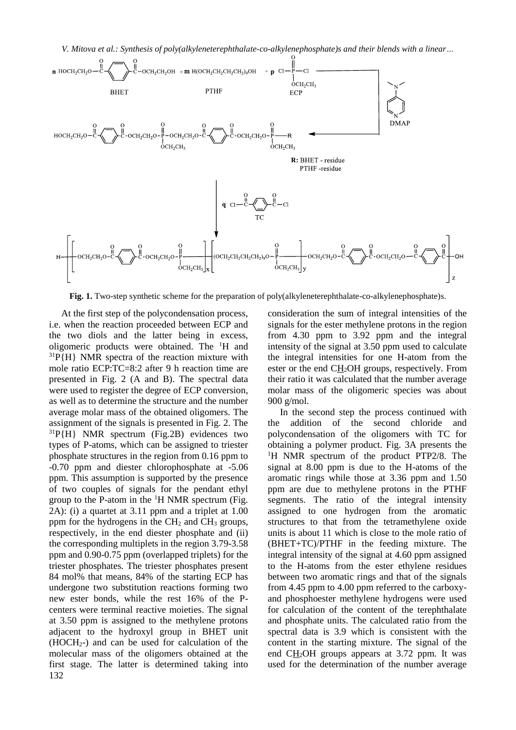**Fig. 1.** Two-step synthetic scheme for the preparation of poly(alkyleneterephthalate-co-alkylenephosphate)s.

At the first step of the polycondensation process, i.e. when the reaction proceeded between ECP and the two diols and the latter being in excess, oligomeric products were obtained. The $^{1}H$ and $^{31}P\{H\}$ NMR spectra of the reaction mixture with mole ratio ECP:TC=8:2 after 9 h reaction time are presented in Fig. 2 (A and B). The spectral data were used to register the degree of ECP conversion, as well as to determine the structure and the number average molar mass of the obtained oligomers. The assignment of the signals is presented in Fig. 2. The $^{31}P\{H\}$ NMR spectrum (Fig.2B) evidences two types of P-atoms, which can be assigned to triester phosphate structures in the region from 0.16 ppm to -0.70 ppm and diester chlorophosphate at -5.06 ppm. This assumption is supported by the presence of two couples of signals for the pendant ethyl group to the P-atom in the $^{1}H$ NMR spectrum (Fig. 2A): (i) a quartet at 3.11 ppm and a triplet at 1.00 ppm for the hydrogens in the $CH_2$ and $CH_3$ groups, respectively, in the end diester phosphate and (ii) the corresponding multiplets in the region 3.79-3.58 ppm and 0.90-0.75 ppm (overlapped triplets) for the triester phosphates. The triester phosphates present 84 mol% that means, 84% of the starting ECP has undergone two substitution reactions forming two new ester bonds, while the rest 16% of the P-centers were terminal reactive moieties. The signal at 3.50 ppm is assigned to the methylene protons adjacent to the hydroxyl group in BHET unit ($HOCH_2$-) and can be used for calculation of the molecular mass of the oligomers obtained at the first stage. The latter is determined taking into consideration the sum of integral intensities of the signals for the ester methylene protons in the region from 4.30 ppm to 3.92 ppm and the integral intensity of the signal at 3.50 ppm used to calculate the integral intensities for one H-atom from the ester or the end C<u>H</u>$_2$OH groups, respectively. From their ratio it was calculated that the number average molar mass of the oligomeric species was about 900 g/mol.

In the second step the process continued with the addition of the second chloride and polycondensation of the oligomers with TC for obtaining a polymer product. Fig. 3A presents the $^{1}H$ NMR spectrum of the product PTP2/8. The signal at 8.00 ppm is due to the H-atoms of the aromatic rings while those at 3.36 ppm and 1.50 ppm are due to methylene protons in the PTHF segments. The ratio of the integral intensity assigned to one hydrogen from the aromatic structures to that from the tetramethylene oxide units is about 11 which is close to the mole ratio of (BHET+TC)/PTHF in the feeding mixture. The integral intensity of the signal at 4.60 ppm assigned to the H-atoms from the ester ethylene residues between two aromatic rings and that of the signals from 4.45 ppm to 4.00 ppm referred to the carboxy- and phosphoester methylene hydrogens were used for calculation of the content of the terephthalate and phosphate units. The calculated ratio from the spectral data is 3.9 which is consistent with the content in the starting mixture. The signal of the end C<u>H</u>$_2$OH groups appears at 3.72 ppm. It was used for the determination of the number average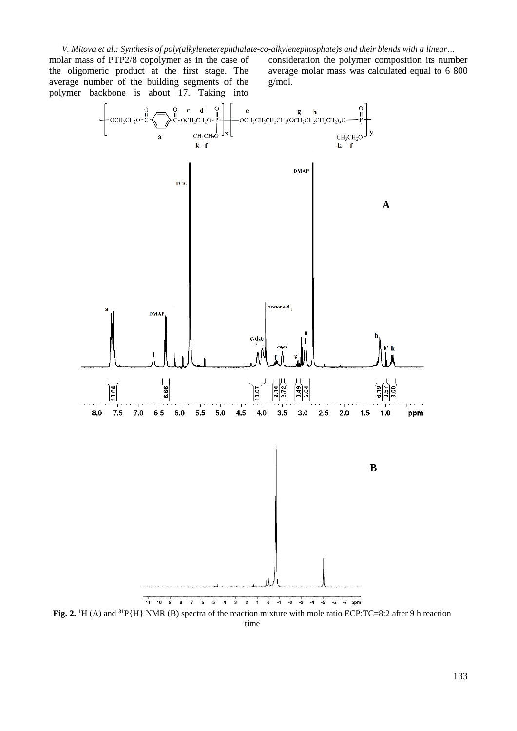molar mass of PTP2/8 copolymer as in the case of the oligomeric product at the first stage. The average number of the building segments of the polymer backbone is about 17. Taking into consideration the polymer composition its number average molar mass was calculated equal to 6 800 g/mol.

**Fig. 2.** [1]H (A) and [31]P{H} NMR (B) spectra of the reaction mixture with mole ratio ECP:TC=8:2 after 9 h reaction time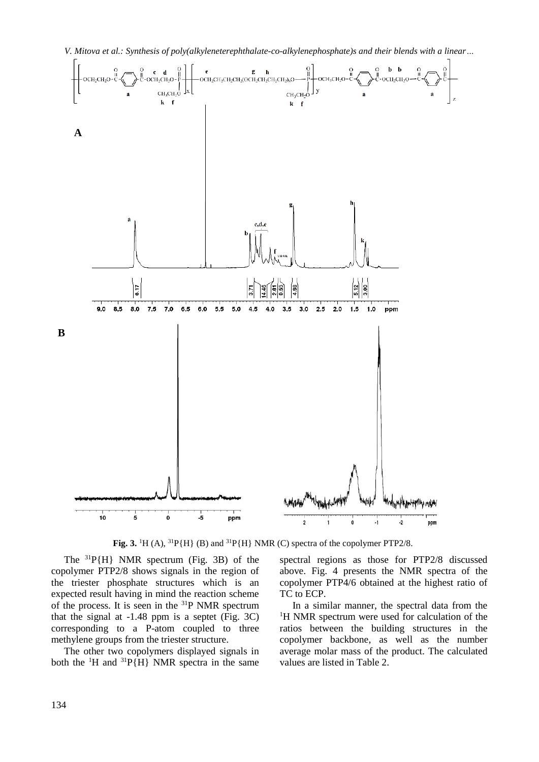**Fig. 3.** $^{1}H$ (A), $^{31}P\{H\}$ (B) and $^{31}P\{H\}$ NMR (C) spectra of the copolymer PTP2/8.

The $^{31}P\{H\}$ NMR spectrum (Fig. 3B) of the copolymer PTP2/8 shows signals in the region of the triester phosphate structures which is an expected result having in mind the reaction scheme of the process. It is seen in the $^{31}P$ NMR spectrum that the signal at -1.48 ppm is a septet (Fig. 3C) corresponding to a P-atom coupled to three methylene groups from the triester structure.

The other two copolymers displayed signals in both the $^{1}H$ and $^{31}P\{H\}$ NMR spectra in the same spectral regions as those for PTP2/8 discussed above. Fig. 4 presents the NMR spectra of the copolymer PTP4/6 obtained at the highest ratio of TC to ECP.

In a similar manner, the spectral data from the $^{1}H$ NMR spectrum were used for calculation of the ratios between the building structures in the copolymer backbone, as well as the number average molar mass of the product. The calculated values are listed in Table 2.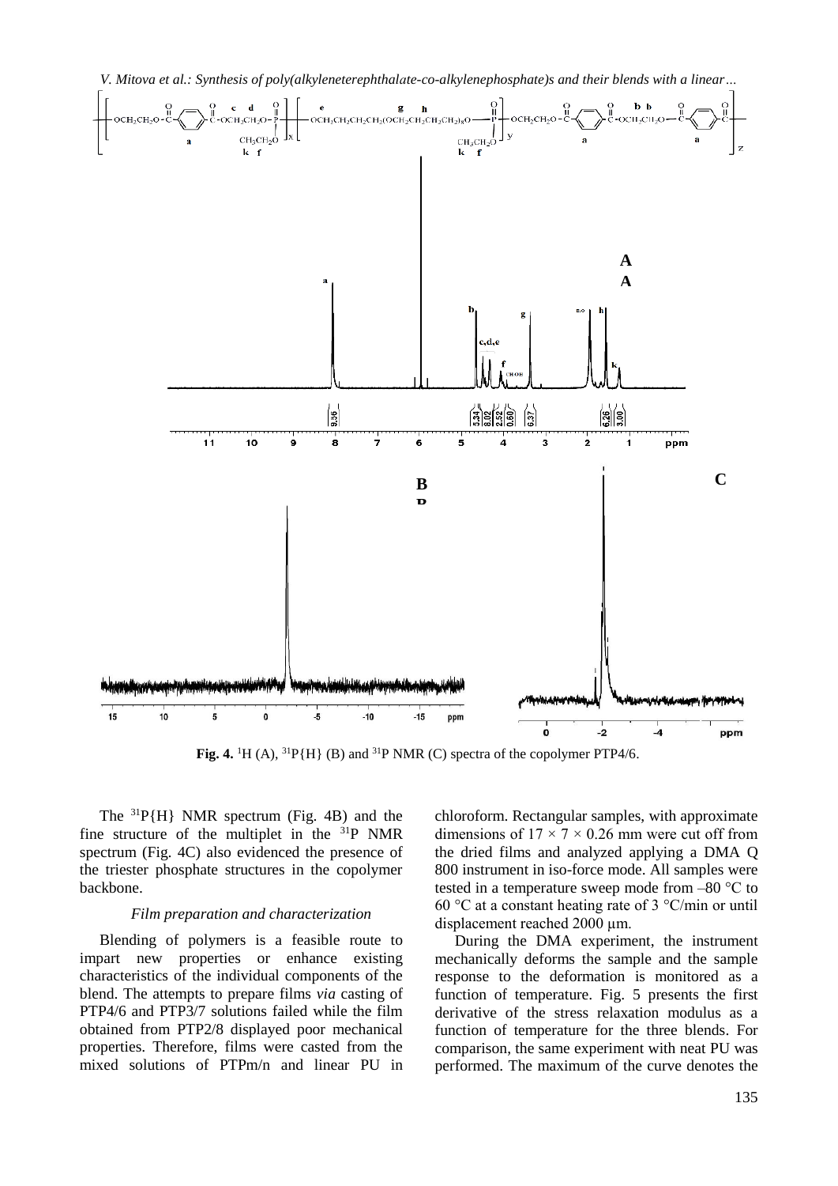**Fig. 4.** $^{1}$H (A), $^{31}$P{H} (B) and $^{31}$P NMR (C) spectra of the copolymer PTP4/6.

The $^{31}$P{H} NMR spectrum (Fig. 4B) and the fine structure of the multiplet in the $^{31}$P NMR spectrum (Fig. 4C) also evidenced the presence of the triester phosphate structures in the copolymer backbone.

### *Film preparation and characterization*

Blending of polymers is a feasible route to impart new properties or enhance existing characteristics of the individual components of the blend. The attempts to prepare films *via* casting of PTP4/6 and PTP3/7 solutions failed while the film obtained from PTP2/8 displayed poor mechanical properties. Therefore, films were casted from the mixed solutions of PTPm/n and linear PU in chloroform. Rectangular samples, with approximate dimensions of $17 \times 7 \times 0.26$ mm were cut off from the dried films and analyzed applying a DMA Q 800 instrument in iso-force mode. All samples were tested in a temperature sweep mode from –80 °C to 60 °C at a constant heating rate of 3 °C/min or until displacement reached 2000 μm.

During the DMA experiment, the instrument mechanically deforms the sample and the sample response to the deformation is monitored as a function of temperature. Fig. 5 presents the first derivative of the stress relaxation modulus as a function of temperature for the three blends. For comparison, the same experiment with neat PU was performed. The maximum of the curve denotes the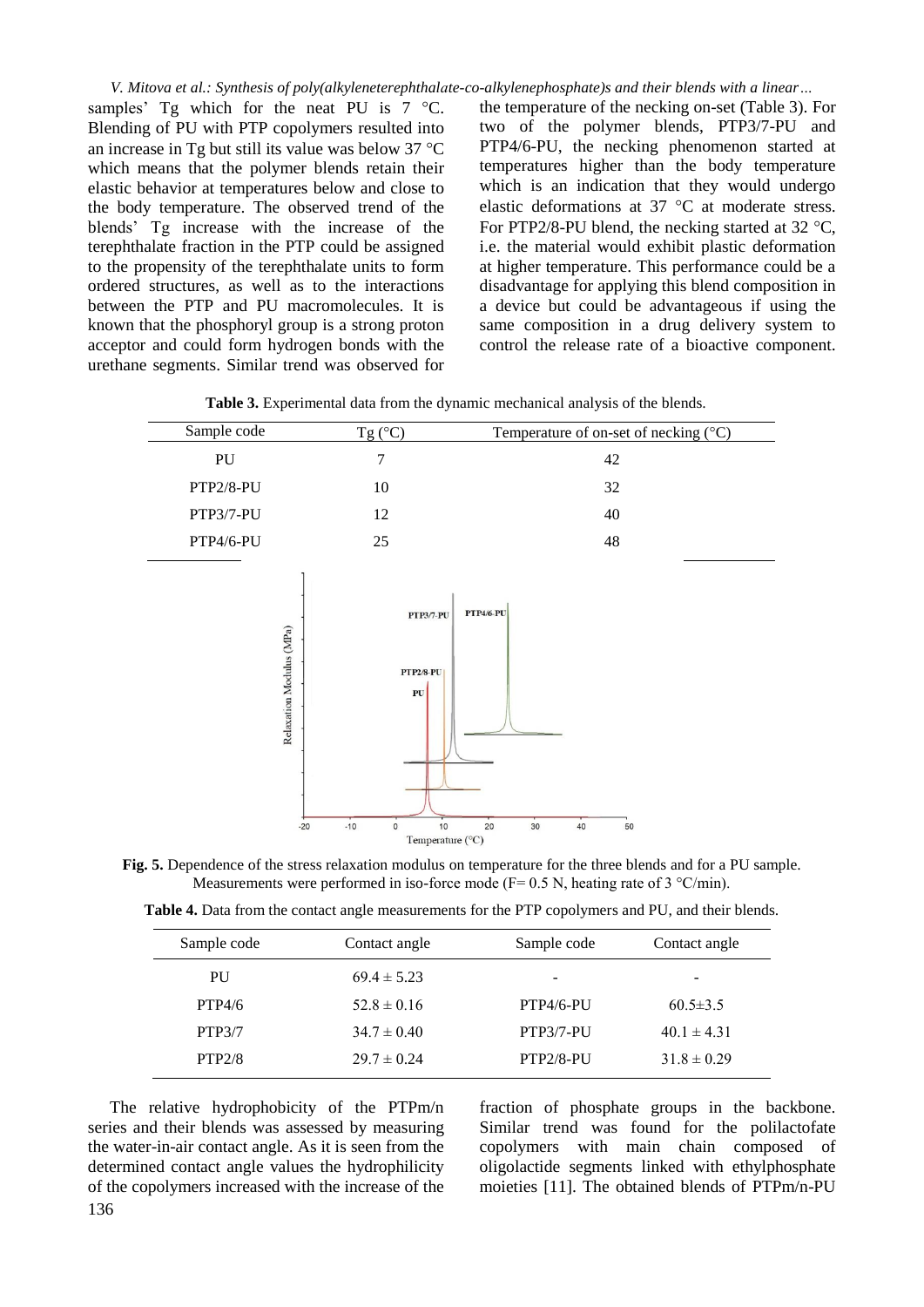samples' Tg which for the neat PU is 7 °C. Blending of PU with PTP copolymers resulted into an increase in Tg but still its value was below 37 °C which means that the polymer blends retain their elastic behavior at temperatures below and close to the body temperature. The observed trend of the blends' Tg increase with the increase of the terephthalate fraction in the PTP could be assigned to the propensity of the terephthalate units to form ordered structures, as well as to the interactions between the PTP and PU macromolecules. It is known that the phosphoryl group is a strong proton acceptor and could form hydrogen bonds with the urethane segments. Similar trend was observed for the temperature of the necking on-set (Table 3). For two of the polymer blends, PTP3/7-PU and PTP4/6-PU, the necking phenomenon started at temperatures higher than the body temperature which is an indication that they would undergo elastic deformations at 37 °C at moderate stress. For PTP2/8-PU blend, the necking started at 32 °C, i.e. the material would exhibit plastic deformation at higher temperature. This performance could be a disadvantage for applying this blend composition in a device but could be advantageous if using the same composition in a drug delivery system to control the release rate of a bioactive component.

**Table 3.** Experimental data from the dynamic mechanical analysis of the blends.

| Sample code | Tg (°C) | Temperature of on-set of necking (°C) |
|---|---|---|
| PU | 7 | 42 |
| PTP2/8-PU | 10 | 32 |
| PTP3/7-PU | 12 | 40 |
| PTP4/6-PU | 25 | 48 |

**Fig. 5.** Dependence of the stress relaxation modulus on temperature for the three blends and for a PU sample. Measurements were performed in iso-force mode (F= 0.5 N, heating rate of 3 °C/min).

**Table 4.** Data from the contact angle measurements for the PTP copolymers and PU, and their blends.

| Sample code | Contact angle | Sample code | Contact angle |
|---|---|---|---|
| PU | 69.4 ± 5.23 | - | - |
| PTP4/6 | 52.8 ± 0.16 | PTP4/6-PU | 60.5±3.5 |
| PTP3/7 | 34.7 ± 0.40 | PTP3/7-PU | 40.1 ± 4.31 |
| PTP2/8 | 29.7 ± 0.24 | PTP2/8-PU | 31.8 ± 0.29 |

The relative hydrophobicity of the PTPm/n series and their blends was assessed by measuring the water-in-air contact angle. As it is seen from the determined contact angle values the hydrophilicity of the copolymers increased with the increase of the fraction of phosphate groups in the backbone. Similar trend was found for the polilactofate copolymers with main chain composed of oligolactide segments linked with ethylphosphate moieties [11]. The obtained blends of PTPm/n-PU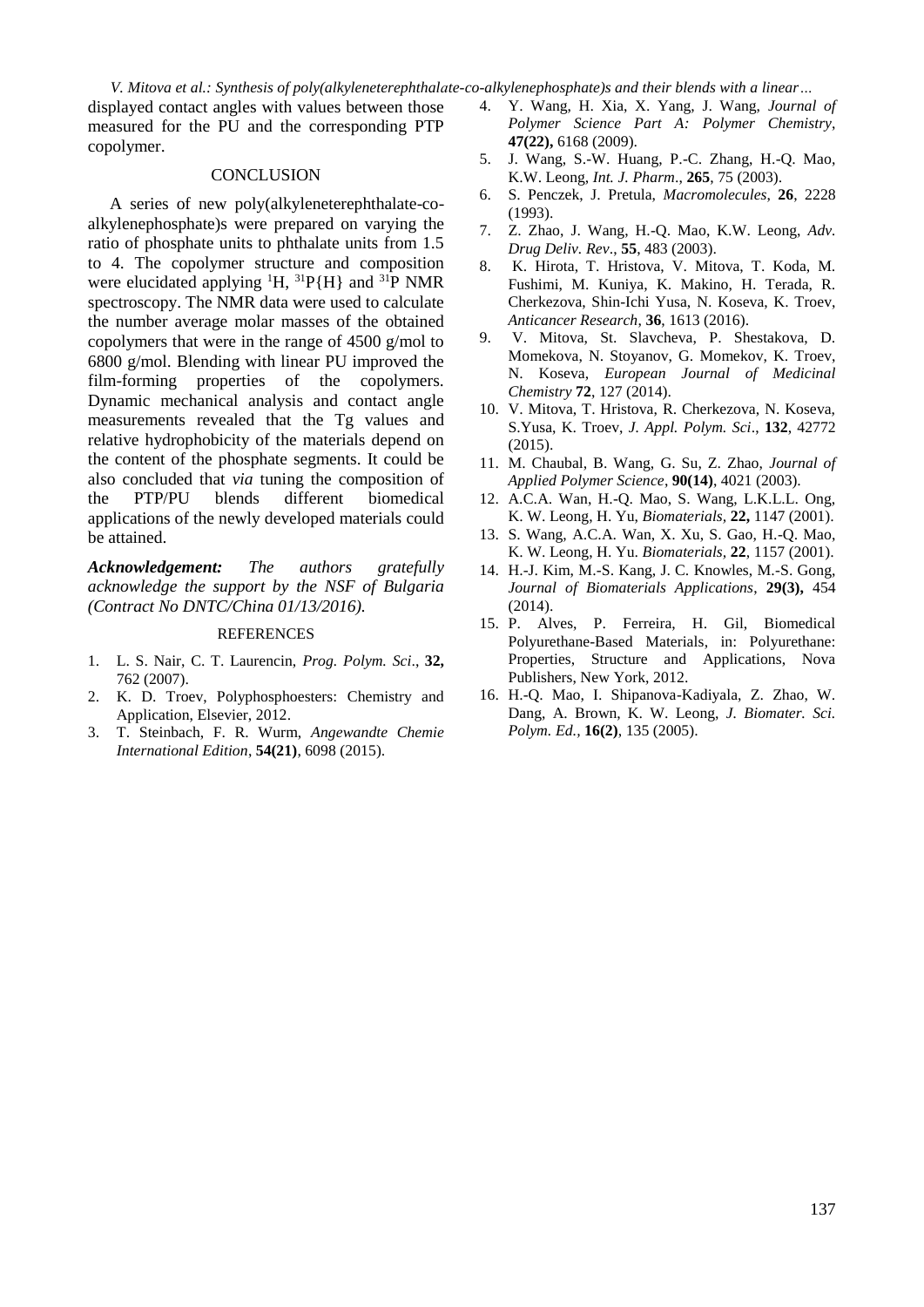displayed contact angles with values between those measured for the PU and the corresponding PTP copolymer.

## CONCLUSION

A series of new poly(alkyleneterephthalate-co-alkylenephosphate)s were prepared on varying the ratio of phosphate units to phthalate units from 1.5 to 4. The copolymer structure and composition were elucidated applying $^{1}H$, $^{31}P\{H\}$ and $^{31}P$ NMR spectroscopy. The NMR data were used to calculate the number average molar masses of the obtained copolymers that were in the range of 4500 g/mol to 6800 g/mol. Blending with linear PU improved the film-forming properties of the copolymers. Dynamic mechanical analysis and contact angle measurements revealed that the Tg values and relative hydrophobicity of the materials depend on the content of the phosphate segments. It could be also concluded that *via* tuning the composition of the PTP/PU blends different biomedical applications of the newly developed materials could be attained.

***Acknowledgement:*** *The authors gratefully acknowledge the support by the NSF of Bulgaria (Contract No DNTC/China 01/13/2016).*

## REFERENCES

1. L. S. Nair, C. T. Laurencin, *Prog. Polym. Sci*., **32,** 762 (2007).
2. K. D. Troev, Polyphosphoesters: Chemistry and Application, Elsevier, 2012.
3. T. Steinbach, F. R. Wurm, *Angewandte Chemie International Edition*, **54(21)**, 6098 (2015).
4. Y. Wang, H. Xia, X. Yang, J. Wang, *Journal of Polymer Science Part A: Polymer Chemistry*, **47(22),** 6168 (2009).
5. J. Wang, S.-W. Huang, P.-C. Zhang, H.-Q. Mao, K.W. Leong, *Int. J. Pharm*., **265**, 75 (2003).
6. S. Penczek, J. Pretula, *Macromolecules*, **26**, 2228 (1993).
7. Z. Zhao, J. Wang, H.-Q. Mao, K.W. Leong, *Adv. Drug Deliv. Rev*., **55**, 483 (2003).
8. K. Hirota, T. Hristova, V. Mitova, T. Koda, M. Fushimi, M. Kuniya, K. Makino, H. Terada, R. Cherkezova, Shin-Ichi Yusa, N. Koseva, K. Troev, *Anticancer Research*, **36**, 1613 (2016).
9. V. Mitova, St. Slavcheva, P. Shestakova, D. Momekova, N. Stoyanov, G. Momekov, K. Troev, N. Koseva, *European Journal of Medicinal Chemistry* **72**, 127 (2014).
10. V. Mitova, T. Hristova, R. Cherkezova, N. Koseva, S.Yusa, K. Troev, *J. Appl. Polym. Sci*., **132**, 42772 (2015).
11. M. Chaubal, B. Wang, G. Su, Z. Zhao, *Journal of Applied Polymer Science*, **90(14)**, 4021 (2003).
12. A.C.A. Wan, H.-Q. Mao, S. Wang, L.K.L.L. Ong, K. W. Leong, H. Yu, *Biomaterials*, **22,** 1147 (2001).
13. S. Wang, A.C.A. Wan, X. Xu, S. Gao, H.-Q. Mao, K. W. Leong, H. Yu. *Biomaterials*, **22**, 1157 (2001).
14. H.-J. Kim, M.-S. Kang, J. C. Knowles, M.-S. Gong, *Journal of Biomaterials Applications*, **29(3),** 454 (2014).
15. P. Alves, P. Ferreira, H. Gil, Biomedical Polyurethane-Based Materials, in: Polyurethane: Properties, Structure and Applications, Nova Publishers, New York, 2012.
16. H.-Q. Mao, I. Shipanova-Kadiyala, Z. Zhao, W. Dang, A. Brown, K. W. Leong, *J. Biomater. Sci. Polym. Ed.,* **16(2)**, 135 (2005).